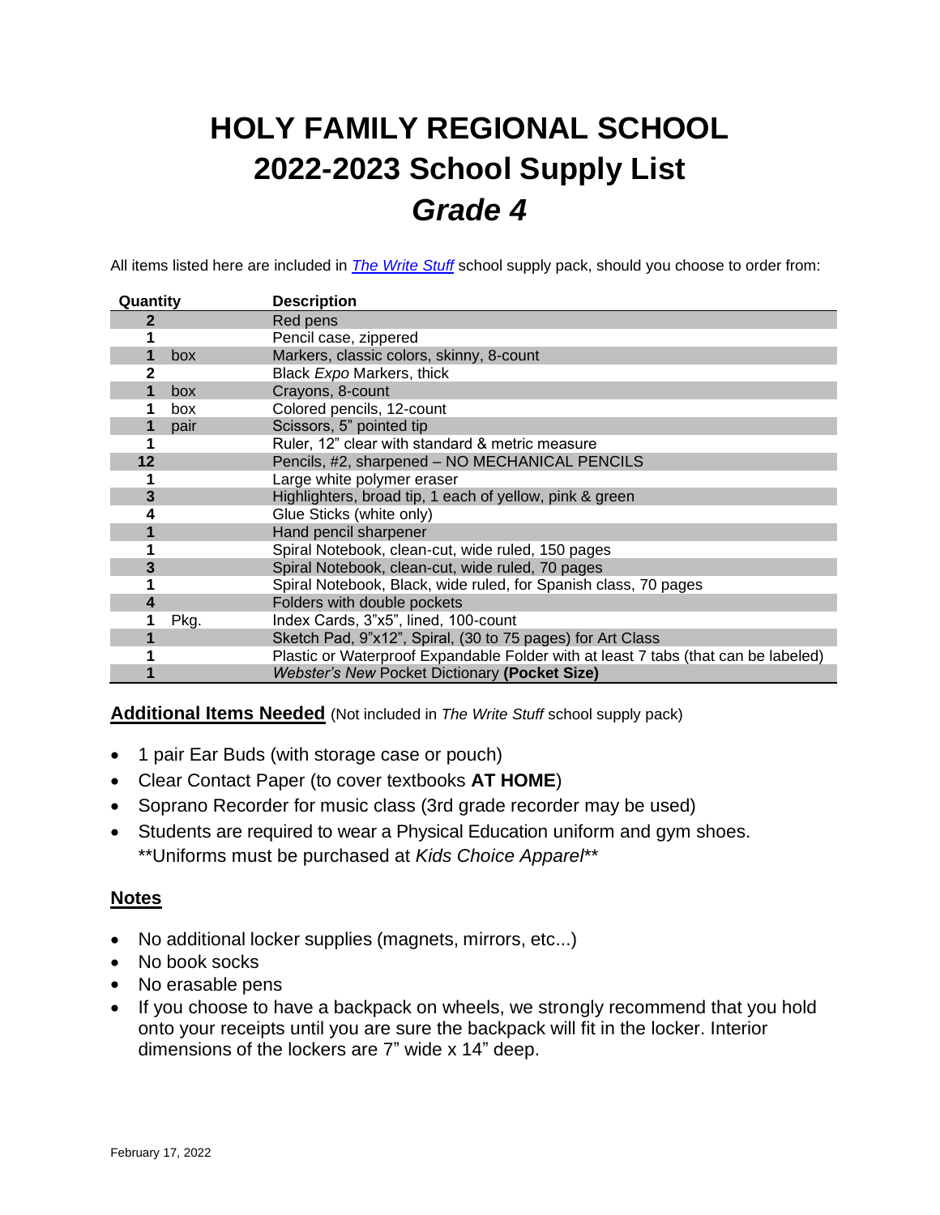# HOLY FAMILY REGIONAL SCHOOL
# 2022-2023 School Supply List
# *Grade 4*

All items listed here are included in *The Write Stuff* school supply pack, should you choose to order from:

| Quantity | | Description |
|---|---|---|
| 2 | | Red pens |
| 1 | | Pencil case, zippered |
| 1 | box | Markers, classic colors, skinny, 8-count |
| 2 | | Black *Expo* Markers, thick |
| 1 | box | Crayons, 8-count |
| 1 | box | Colored pencils, 12-count |
| 1 | pair | Scissors, 5" pointed tip |
| 1 | | Ruler, 12" clear with standard & metric measure |
| 12 | | Pencils, #2, sharpened – NO MECHANICAL PENCILS |
| 1 | | Large white polymer eraser |
| 3 | | Highlighters, broad tip, 1 each of yellow, pink & green |
| 4 | | Glue Sticks (white only) |
| 1 | | Hand pencil sharpener |
| 1 | | Spiral Notebook, clean-cut, wide ruled, 150 pages |
| 3 | | Spiral Notebook, clean-cut, wide ruled, 70 pages |
| 1 | | Spiral Notebook, Black, wide ruled, for Spanish class, 70 pages |
| 4 | | Folders with double pockets |
| 1 | Pkg. | Index Cards, 3"x5", lined, 100-count |
| 1 | | Sketch Pad, 9"x12", Spiral, (30 to 75 pages) for Art Class |
| 1 | | Plastic or Waterproof Expandable Folder with at least 7 tabs (that can be labeled) |
| 1 | | *Webster's New* Pocket Dictionary **(Pocket Size)** |

**Additional Items Needed** (Not included in *The Write Stuff* school supply pack)

- 1 pair Ear Buds (with storage case or pouch)
- Clear Contact Paper (to cover textbooks **AT HOME**)
- Soprano Recorder for music class (3rd grade recorder may be used)
- Students are required to wear a Physical Education uniform and gym shoes. **Uniforms must be purchased at *Kids Choice Apparel***

## Notes

- No additional locker supplies (magnets, mirrors, etc...)
- No book socks
- No erasable pens
- If you choose to have a backpack on wheels, we strongly recommend that you hold onto your receipts until you are sure the backpack will fit in the locker. Interior dimensions of the lockers are 7" wide x 14" deep.

February 17, 2022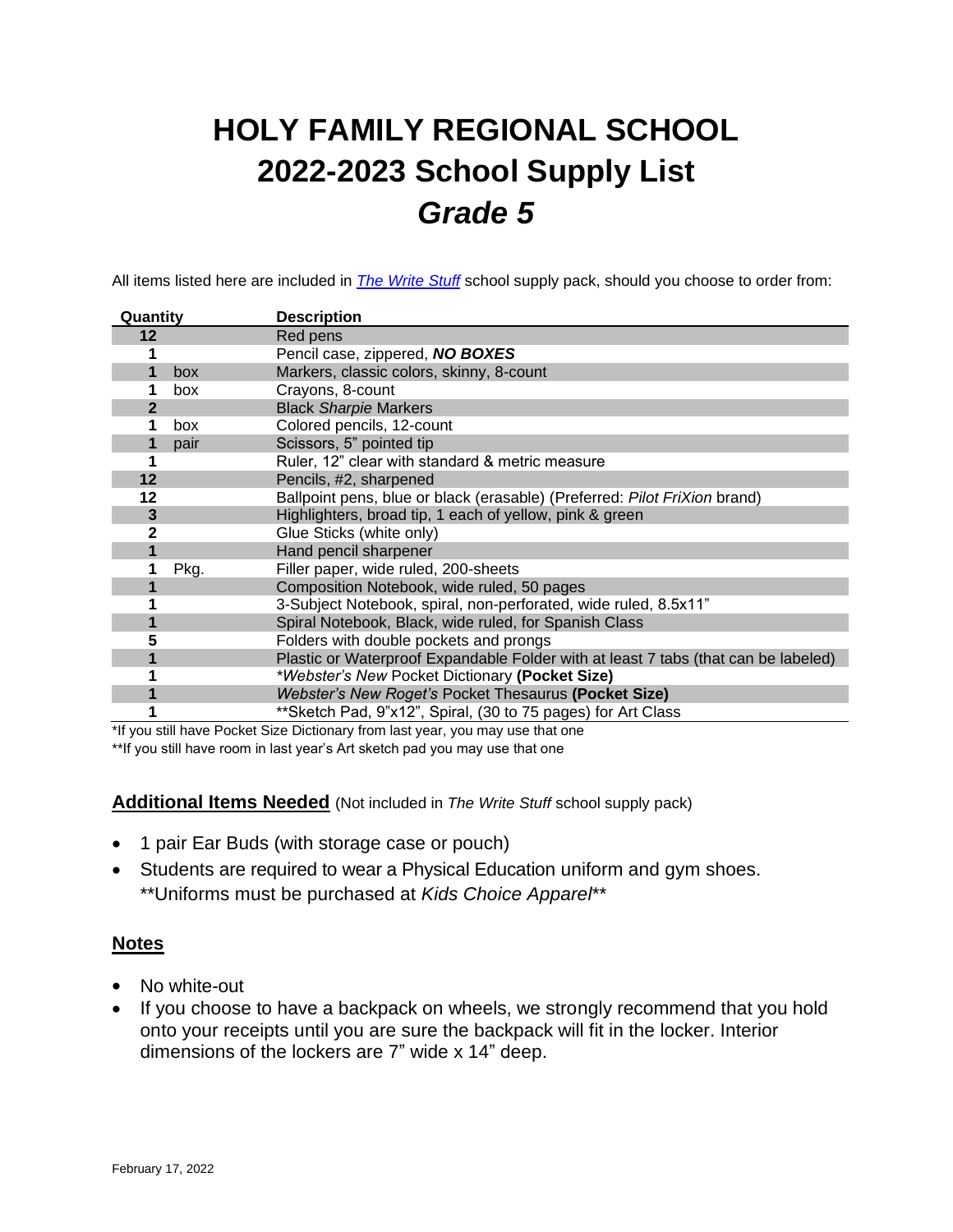# HOLY FAMILY REGIONAL SCHOOL
# 2022-2023 School Supply List
# *Grade 5*

All items listed here are included in *The Write Stuff* school supply pack, should you choose to order from:

| Quantity | | Description |
|---|---|---|
| 12 | | Red pens |
| 1 | | Pencil case, zippered, ***NO BOXES*** |
| 1 | box | Markers, classic colors, skinny, 8-count |
| 1 | box | Crayons, 8-count |
| 2 | | Black *Sharpie* Markers |
| 1 | box | Colored pencils, 12-count |
| 1 | pair | Scissors, 5" pointed tip |
| 1 | | Ruler, 12" clear with standard & metric measure |
| 12 | | Pencils, #2, sharpened |
| 12 | | Ballpoint pens, blue or black (erasable) (Preferred: *Pilot FriXion* brand) |
| 3 | | Highlighters, broad tip, 1 each of yellow, pink & green |
| 2 | | Glue Sticks (white only) |
| 1 | | Hand pencil sharpener |
| 1 | Pkg. | Filler paper, wide ruled, 200-sheets |
| 1 | | Composition Notebook, wide ruled, 50 pages |
| 1 | | 3-Subject Notebook, spiral, non-perforated, wide ruled, 8.5x11" |
| 1 | | Spiral Notebook, Black, wide ruled, for Spanish Class |
| 5 | | Folders with double pockets and prongs |
| 1 | | Plastic or Waterproof Expandable Folder with at least 7 tabs (that can be labeled) |
| 1 | | **Webster's New* Pocket Dictionary **(Pocket Size)** |
| 1 | | *Webster's New Roget's* Pocket Thesaurus **(Pocket Size)** |
| 1 | | **Sketch Pad, 9"x12", Spiral, (30 to 75 pages) for Art Class |

*If you still have Pocket Size Dictionary from last year, you may use that one

**If you still have room in last year's Art sketch pad you may use that one

**Additional Items Needed** (Not included in *The Write Stuff* school supply pack)

- 1 pair Ear Buds (with storage case or pouch)
- Students are required to wear a Physical Education uniform and gym shoes. **Uniforms must be purchased at *Kids Choice Apparel***

## Notes

- No white-out
- If you choose to have a backpack on wheels, we strongly recommend that you hold onto your receipts until you are sure the backpack will fit in the locker. Interior dimensions of the lockers are 7" wide x 14" deep.

February 17, 2022